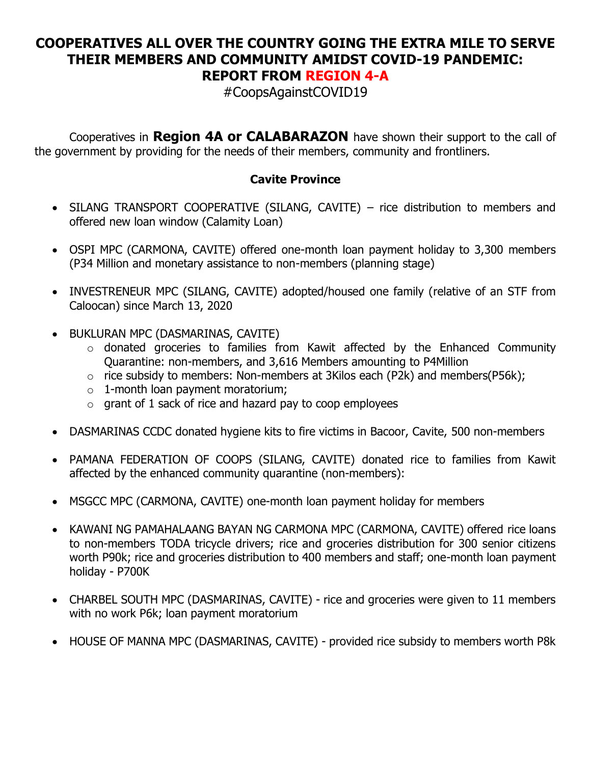# COOPERATIVES ALL OVER THE COUNTRY GOING THE EXTRA MILE TO SERVE THEIR MEMBERS AND COMMUNITY AMIDST COVID-19 PANDEMIC: REPORT FROM REGION 4-A

#CoopsAgainstCOVID19

Cooperatives in **Region 4A or CALABARAZON** have shown their support to the call of the government by providing for the needs of their members, community and frontliners.

### Cavite Province

- SILANG TRANSPORT COOPERATIVE (SILANG, CAVITE) – rice distribution to members and offered new loan window (Calamity Loan)

- OSPI MPC (CARMONA, CAVITE) offered one-month loan payment holiday to 3,300 members (P34 Million and monetary assistance to non-members (planning stage)

- INVESTRENEUR MPC (SILANG, CAVITE) adopted/housed one family (relative of an STF from Caloocan) since March 13, 2020

- BUKLURAN MPC (DASMARINAS, CAVITE)
  - donated groceries to families from Kawit affected by the Enhanced Community Quarantine: non-members, and 3,616 Members amounting to P4Million
  - rice subsidy to members: Non-members at 3Kilos each (P2k) and members(P56k);
  - 1-month loan payment moratorium;
  - grant of 1 sack of rice and hazard pay to coop employees

- DASMARINAS CCDC donated hygiene kits to fire victims in Bacoor, Cavite, 500 non-members

- PAMANA FEDERATION OF COOPS (SILANG, CAVITE) donated rice to families from Kawit affected by the enhanced community quarantine (non-members):

- MSGCC MPC (CARMONA, CAVITE) one-month loan payment holiday for members

- KAWANI NG PAMAHALAANG BAYAN NG CARMONA MPC (CARMONA, CAVITE) offered rice loans to non-members TODA tricycle drivers; rice and groceries distribution for 300 senior citizens worth P90k; rice and groceries distribution to 400 members and staff; one-month loan payment holiday - P700K

- CHARBEL SOUTH MPC (DASMARINAS, CAVITE) - rice and groceries were given to 11 members with no work P6k; loan payment moratorium

- HOUSE OF MANNA MPC (DASMARINAS, CAVITE) - provided rice subsidy to members worth P8k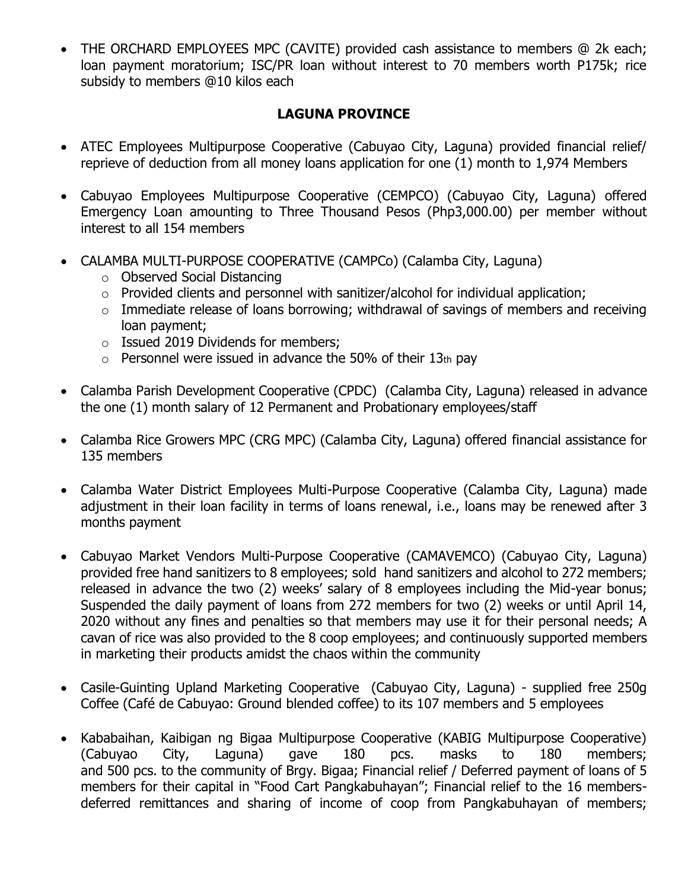- THE ORCHARD EMPLOYEES MPC (CAVITE) provided cash assistance to members @ 2k each; loan payment moratorium; ISC/PR loan without interest to 70 members worth P175k; rice subsidy to members @10 kilos each

## LAGUNA PROVINCE

- ATEC Employees Multipurpose Cooperative (Cabuyao City, Laguna) provided financial relief/ reprieve of deduction from all money loans application for one (1) month to 1,974 Members

- Cabuyao Employees Multipurpose Cooperative (CEMPCO) (Cabuyao City, Laguna) offered Emergency Loan amounting to Three Thousand Pesos (Php3,000.00) per member without interest to all 154 members

- CALAMBA MULTI-PURPOSE COOPERATIVE (CAMPCo) (Calamba City, Laguna)
  - Observed Social Distancing
  - Provided clients and personnel with sanitizer/alcohol for individual application;
  - Immediate release of loans borrowing; withdrawal of savings of members and receiving loan payment;
  - Issued 2019 Dividends for members;
  - Personnel were issued in advance the 50% of their 13th pay

- Calamba Parish Development Cooperative (CPDC) (Calamba City, Laguna) released in advance the one (1) month salary of 12 Permanent and Probationary employees/staff

- Calamba Rice Growers MPC (CRG MPC) (Calamba City, Laguna) offered financial assistance for 135 members

- Calamba Water District Employees Multi-Purpose Cooperative (Calamba City, Laguna) made adjustment in their loan facility in terms of loans renewal, i.e., loans may be renewed after 3 months payment

- Cabuyao Market Vendors Multi-Purpose Cooperative (CAMAVEMCO) (Cabuyao City, Laguna) provided free hand sanitizers to 8 employees; sold hand sanitizers and alcohol to 272 members; released in advance the two (2) weeks' salary of 8 employees including the Mid-year bonus; Suspended the daily payment of loans from 272 members for two (2) weeks or until April 14, 2020 without any fines and penalties so that members may use it for their personal needs; A cavan of rice was also provided to the 8 coop employees; and continuously supported members in marketing their products amidst the chaos within the community

- Casile-Guinting Upland Marketing Cooperative (Cabuyao City, Laguna) - supplied free 250g Coffee (Café de Cabuyao: Ground blended coffee) to its 107 members and 5 employees

- Kababaihan, Kaibigan ng Bigaa Multipurpose Cooperative (KABIG Multipurpose Cooperative) (Cabuyao City, Laguna) gave 180 pcs. masks to 180 members; and 500 pcs. to the community of Brgy. Bigaa; Financial relief / Deferred payment of loans of 5 members for their capital in "Food Cart Pangkabuhayan"; Financial relief to the 16 members-deferred remittances and sharing of income of coop from Pangkabuhayan of members;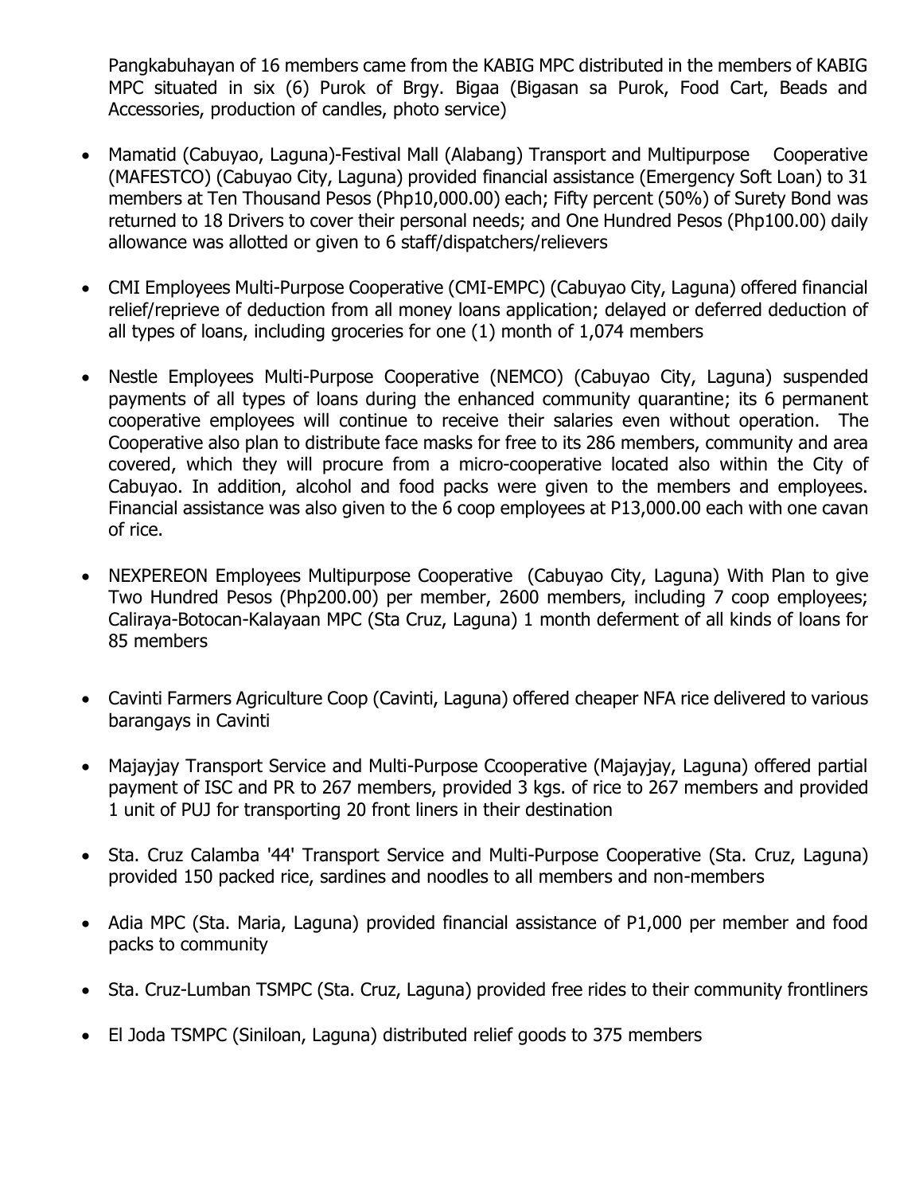Pangkabuhayan of 16 members came from the KABIG MPC distributed in the members of KABIG MPC situated in six (6) Purok of Brgy. Bigaa (Bigasan sa Purok, Food Cart, Beads and Accessories, production of candles, photo service)

- Mamatid (Cabuyao, Laguna)-Festival Mall (Alabang) Transport and Multipurpose Cooperative (MAFESTCO) (Cabuyao City, Laguna) provided financial assistance (Emergency Soft Loan) to 31 members at Ten Thousand Pesos (Php10,000.00) each; Fifty percent (50%) of Surety Bond was returned to 18 Drivers to cover their personal needs; and One Hundred Pesos (Php100.00) daily allowance was allotted or given to 6 staff/dispatchers/relievers

- CMI Employees Multi-Purpose Cooperative (CMI-EMPC) (Cabuyao City, Laguna) offered financial relief/reprieve of deduction from all money loans application; delayed or deferred deduction of all types of loans, including groceries for one (1) month of 1,074 members

- Nestle Employees Multi-Purpose Cooperative (NEMCO) (Cabuyao City, Laguna) suspended payments of all types of loans during the enhanced community quarantine; its 6 permanent cooperative employees will continue to receive their salaries even without operation. The Cooperative also plan to distribute face masks for free to its 286 members, community and area covered, which they will procure from a micro-cooperative located also within the City of Cabuyao. In addition, alcohol and food packs were given to the members and employees. Financial assistance was also given to the 6 coop employees at P13,000.00 each with one cavan of rice.

- NEXPEREON Employees Multipurpose Cooperative (Cabuyao City, Laguna) With Plan to give Two Hundred Pesos (Php200.00) per member, 2600 members, including 7 coop employees; Caliraya-Botocan-Kalayaan MPC (Sta Cruz, Laguna) 1 month deferment of all kinds of loans for 85 members

- Cavinti Farmers Agriculture Coop (Cavinti, Laguna) offered cheaper NFA rice delivered to various barangays in Cavinti

- Majayjay Transport Service and Multi-Purpose Ccooperative (Majayjay, Laguna) offered partial payment of ISC and PR to 267 members, provided 3 kgs. of rice to 267 members and provided 1 unit of PUJ for transporting 20 front liners in their destination

- Sta. Cruz Calamba '44' Transport Service and Multi-Purpose Cooperative (Sta. Cruz, Laguna) provided 150 packed rice, sardines and noodles to all members and non-members

- Adia MPC (Sta. Maria, Laguna) provided financial assistance of P1,000 per member and food packs to community

- Sta. Cruz-Lumban TSMPC (Sta. Cruz, Laguna) provided free rides to their community frontliners

- El Joda TSMPC (Siniloan, Laguna) distributed relief goods to 375 members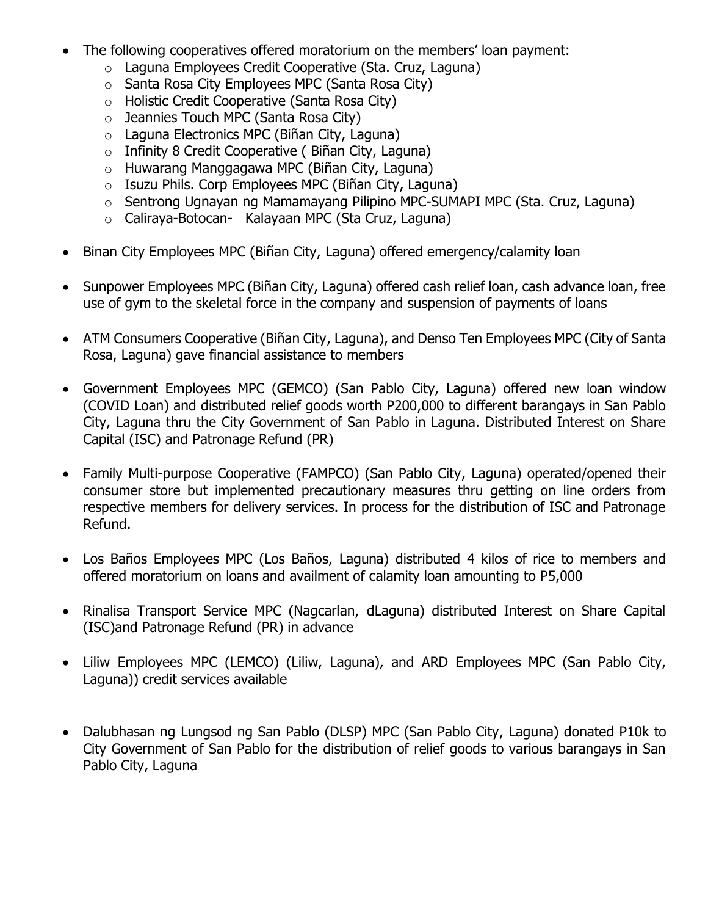- The following cooperatives offered moratorium on the members' loan payment:
  - Laguna Employees Credit Cooperative (Sta. Cruz, Laguna)
  - Santa Rosa City Employees MPC (Santa Rosa City)
  - Holistic Credit Cooperative (Santa Rosa City)
  - Jeannies Touch MPC (Santa Rosa City)
  - Laguna Electronics MPC (Biñan City, Laguna)
  - Infinity 8 Credit Cooperative ( Biñan City, Laguna)
  - Huwarang Manggagawa MPC (Biñan City, Laguna)
  - Isuzu Phils. Corp Employees MPC (Biñan City, Laguna)
  - Sentrong Ugnayan ng Mamamayang Pilipino MPC-SUMAPI MPC (Sta. Cruz, Laguna)
  - Caliraya-Botocan- Kalayaan MPC (Sta Cruz, Laguna)

- Binan City Employees MPC (Biñan City, Laguna) offered emergency/calamity loan

- Sunpower Employees MPC (Biñan City, Laguna) offered cash relief loan, cash advance loan, free use of gym to the skeletal force in the company and suspension of payments of loans

- ATM Consumers Cooperative (Biñan City, Laguna), and Denso Ten Employees MPC (City of Santa Rosa, Laguna) gave financial assistance to members

- Government Employees MPC (GEMCO) (San Pablo City, Laguna) offered new loan window (COVID Loan) and distributed relief goods worth P200,000 to different barangays in San Pablo City, Laguna thru the City Government of San Pablo in Laguna. Distributed Interest on Share Capital (ISC) and Patronage Refund (PR)

- Family Multi-purpose Cooperative (FAMPCO) (San Pablo City, Laguna) operated/opened their consumer store but implemented precautionary measures thru getting on line orders from respective members for delivery services. In process for the distribution of ISC and Patronage Refund.

- Los Baños Employees MPC (Los Baños, Laguna) distributed 4 kilos of rice to members and offered moratorium on loans and availment of calamity loan amounting to P5,000

- Rinalisa Transport Service MPC (Nagcarlan, dLaguna) distributed Interest on Share Capital (ISC)and Patronage Refund (PR) in advance

- Liliw Employees MPC (LEMCO) (Liliw, Laguna), and ARD Employees MPC (San Pablo City, Laguna)) credit services available

- Dalubhasan ng Lungsod ng San Pablo (DLSP) MPC (San Pablo City, Laguna) donated P10k to City Government of San Pablo for the distribution of relief goods to various barangays in San Pablo City, Laguna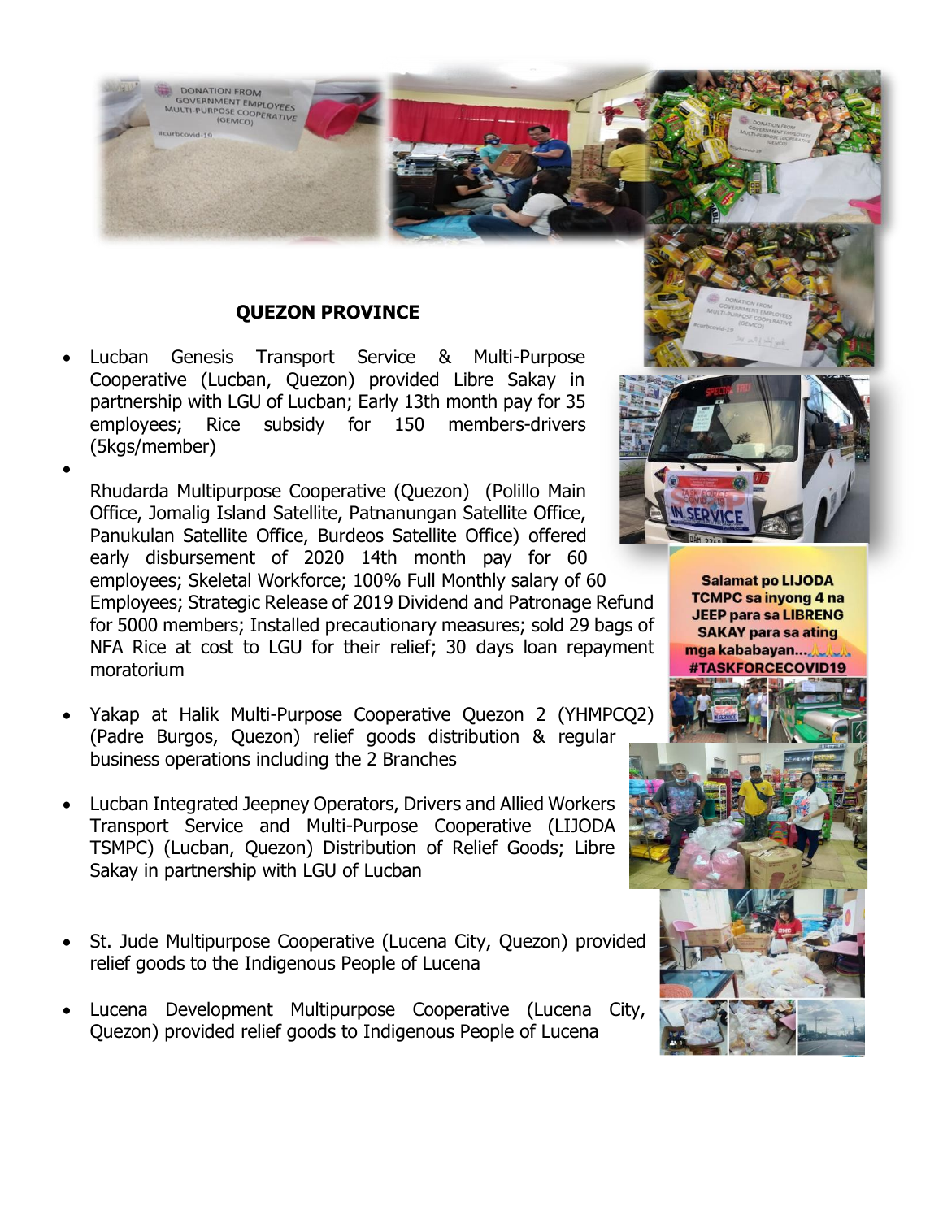## QUEZON PROVINCE

- Lucban Genesis Transport Service & Multi-Purpose Cooperative (Lucban, Quezon) provided Libre Sakay in partnership with LGU of Lucban; Early 13th month pay for 35 employees; Rice subsidy for 150 members-drivers (5kgs/member)
- Rhudarda Multipurpose Cooperative (Quezon) (Polillo Main Office, Jomalig Island Satellite, Patnanungan Satellite Office, Panukulan Satellite Office, Burdeos Satellite Office) offered early disbursement of 2020 14th month pay for 60 employees; Skeletal Workforce; 100% Full Monthly salary of 60 Employees; Strategic Release of 2019 Dividend and Patronage Refund for 5000 members; Installed precautionary measures; sold 29 bags of NFA Rice at cost to LGU for their relief; 30 days loan repayment moratorium
- Yakap at Halik Multi-Purpose Cooperative Quezon 2 (YHMPCQ2) (Padre Burgos, Quezon) relief goods distribution & regular business operations including the 2 Branches
- Lucban Integrated Jeepney Operators, Drivers and Allied Workers Transport Service and Multi-Purpose Cooperative (LIJODA TSMPC) (Lucban, Quezon) Distribution of Relief Goods; Libre Sakay in partnership with LGU of Lucban
- St. Jude Multipurpose Cooperative (Lucena City, Quezon) provided relief goods to the Indigenous People of Lucena
- Lucena Development Multipurpose Cooperative (Lucena City, Quezon) provided relief goods to Indigenous People of Lucena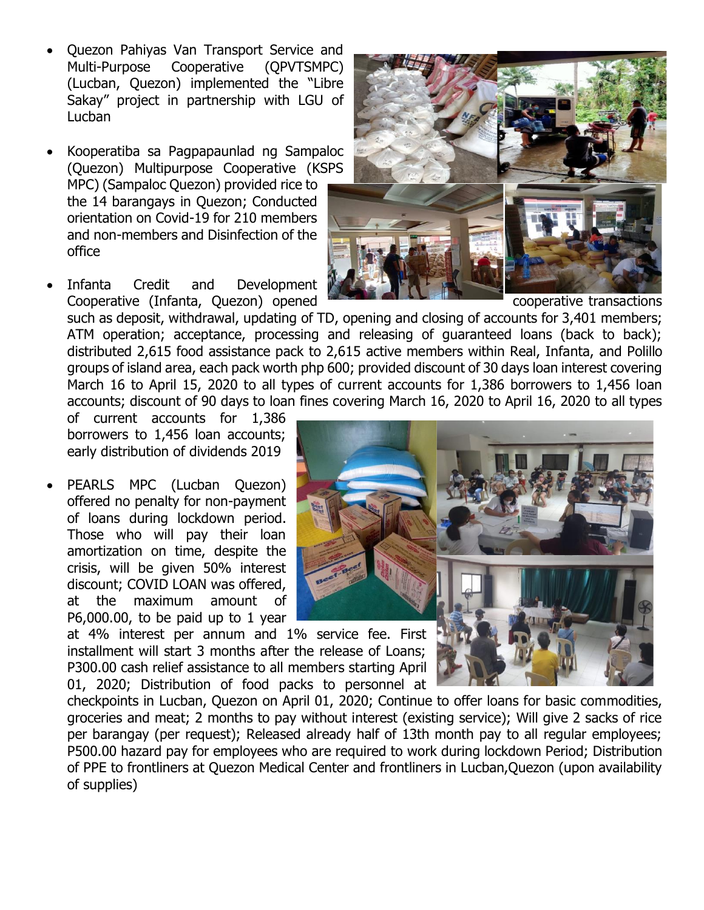- Quezon Pahiyas Van Transport Service and Multi-Purpose Cooperative (QPVTSMPC) (Lucban, Quezon) implemented the "Libre Sakay" project in partnership with LGU of Lucban

- Kooperatiba sa Pagpapaunlad ng Sampaloc (Quezon) Multipurpose Cooperative (KSPS MPC) (Sampaloc Quezon) provided rice to the 14 barangays in Quezon; Conducted orientation on Covid-19 for 210 members and non-members and Disinfection of the office

- Infanta Credit and Development Cooperative (Infanta, Quezon) opened cooperative transactions such as deposit, withdrawal, updating of TD, opening and closing of accounts for 3,401 members; ATM operation; acceptance, processing and releasing of guaranteed loans (back to back); distributed 2,615 food assistance pack to 2,615 active members within Real, Infanta, and Polillo groups of island area, each pack worth php 600; provided discount of 30 days loan interest covering March 16 to April 15, 2020 to all types of current accounts for 1,386 borrowers to 1,456 loan accounts; discount of 90 days to loan fines covering March 16, 2020 to April 16, 2020 to all types of current accounts for 1,386 borrowers to 1,456 loan accounts; early distribution of dividends 2019

- PEARLS MPC (Lucban Quezon) offered no penalty for non-payment of loans during lockdown period. Those who will pay their loan amortization on time, despite the crisis, will be given 50% interest discount; COVID LOAN was offered, at the maximum amount of P6,000.00, to be paid up to 1 year at 4% interest per annum and 1% service fee. First installment will start 3 months after the release of Loans; P300.00 cash relief assistance to all members starting April 01, 2020; Distribution of food packs to personnel at checkpoints in Lucban, Quezon on April 01, 2020; Continue to offer loans for basic commodities, groceries and meat; 2 months to pay without interest (existing service); Will give 2 sacks of rice per barangay (per request); Released already half of 13th month pay to all regular employees; P500.00 hazard pay for employees who are required to work during lockdown Period; Distribution of PPE to frontliners at Quezon Medical Center and frontliners in Lucban,Quezon (upon availability of supplies)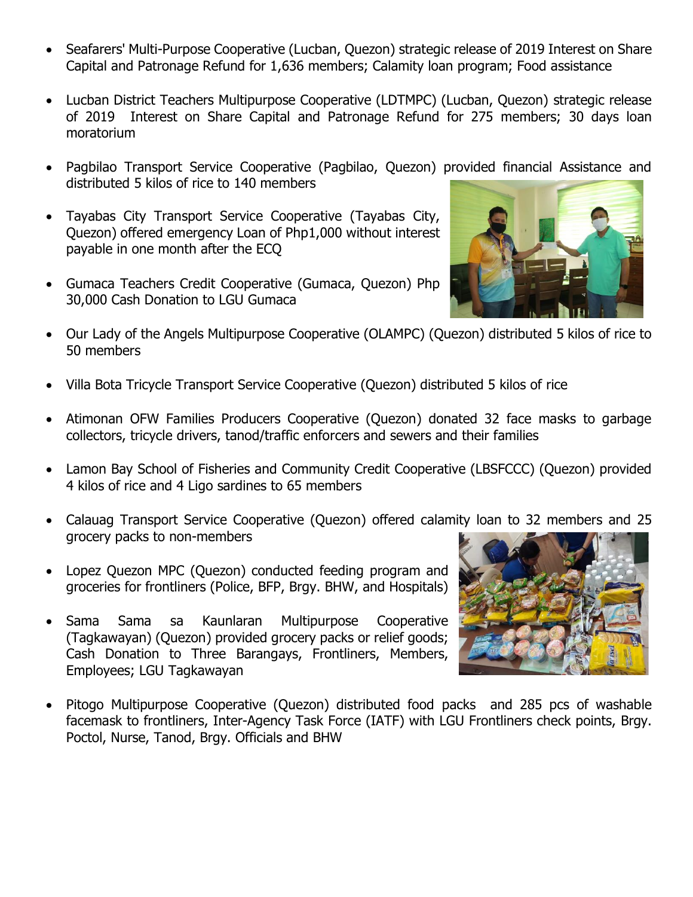- Seafarers' Multi-Purpose Cooperative (Lucban, Quezon) strategic release of 2019 Interest on Share Capital and Patronage Refund for 1,636 members; Calamity loan program; Food assistance

- Lucban District Teachers Multipurpose Cooperative (LDTMPC) (Lucban, Quezon) strategic release of 2019 Interest on Share Capital and Patronage Refund for 275 members; 30 days loan moratorium

- Pagbilao Transport Service Cooperative (Pagbilao, Quezon) provided financial Assistance and distributed 5 kilos of rice to 140 members

- Tayabas City Transport Service Cooperative (Tayabas City, Quezon) offered emergency Loan of Php1,000 without interest payable in one month after the ECQ

- Gumaca Teachers Credit Cooperative (Gumaca, Quezon) Php 30,000 Cash Donation to LGU Gumaca

- Our Lady of the Angels Multipurpose Cooperative (OLAMPC) (Quezon) distributed 5 kilos of rice to 50 members

- Villa Bota Tricycle Transport Service Cooperative (Quezon) distributed 5 kilos of rice

- Atimonan OFW Families Producers Cooperative (Quezon) donated 32 face masks to garbage collectors, tricycle drivers, tanod/traffic enforcers and sewers and their families

- Lamon Bay School of Fisheries and Community Credit Cooperative (LBSFCCC) (Quezon) provided 4 kilos of rice and 4 Ligo sardines to 65 members

- Calauag Transport Service Cooperative (Quezon) offered calamity loan to 32 members and 25 grocery packs to non-members

- Lopez Quezon MPC (Quezon) conducted feeding program and groceries for frontliners (Police, BFP, Brgy. BHW, and Hospitals)

- Sama Sama sa Kaunlaran Multipurpose Cooperative (Tagkawayan) (Quezon) provided grocery packs or relief goods; Cash Donation to Three Barangays, Frontliners, Members, Employees; LGU Tagkawayan

- Pitogo Multipurpose Cooperative (Quezon) distributed food packs and 285 pcs of washable facemask to frontliners, Inter-Agency Task Force (IATF) with LGU Frontliners check points, Brgy. Poctol, Nurse, Tanod, Brgy. Officials and BHW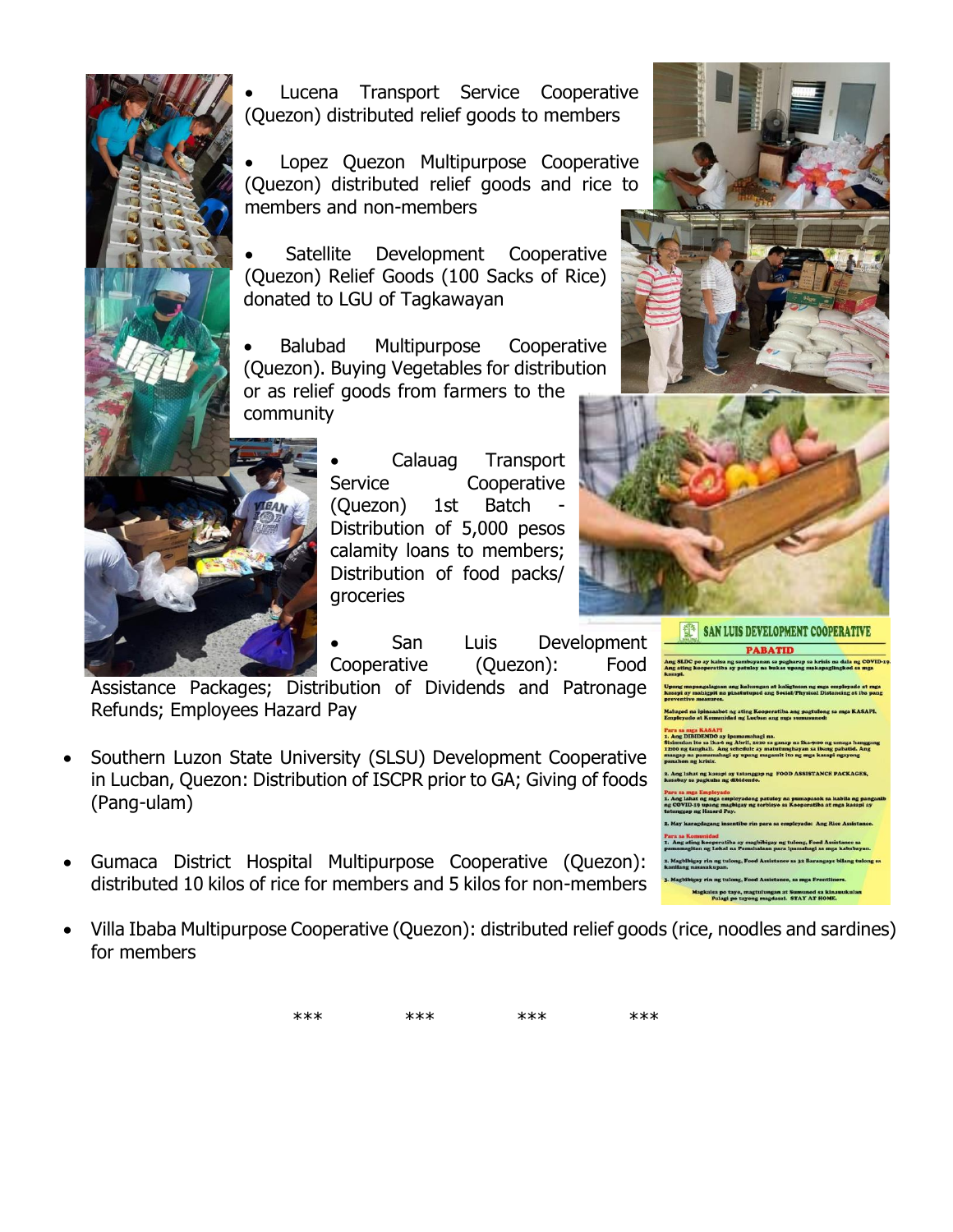- Lucena Transport Service Cooperative (Quezon) distributed relief goods to members

- Lopez Quezon Multipurpose Cooperative (Quezon) distributed relief goods and rice to members and non-members

- Satellite Development Cooperative (Quezon) Relief Goods (100 Sacks of Rice) donated to LGU of Tagkawayan

- Balubad Multipurpose Cooperative (Quezon). Buying Vegetables for distribution or as relief goods from farmers to the community

- Calauag Transport Service Cooperative (Quezon) 1st Batch - Distribution of 5,000 pesos calamity loans to members; Distribution of food packs/ groceries

- San Luis Development Cooperative (Quezon): Food Assistance Packages; Distribution of Dividends and Patronage Refunds; Employees Hazard Pay

- Southern Luzon State University (SLSU) Development Cooperative in Lucban, Quezon: Distribution of ISCPR prior to GA; Giving of foods (Pang-ulam)

- Gumaca District Hospital Multipurpose Cooperative (Quezon): distributed 10 kilos of rice for members and 5 kilos for non-members

- Villa Ibaba Multipurpose Cooperative (Quezon): distributed relief goods (rice, noodles and sardines) for members

*** *** *** ***